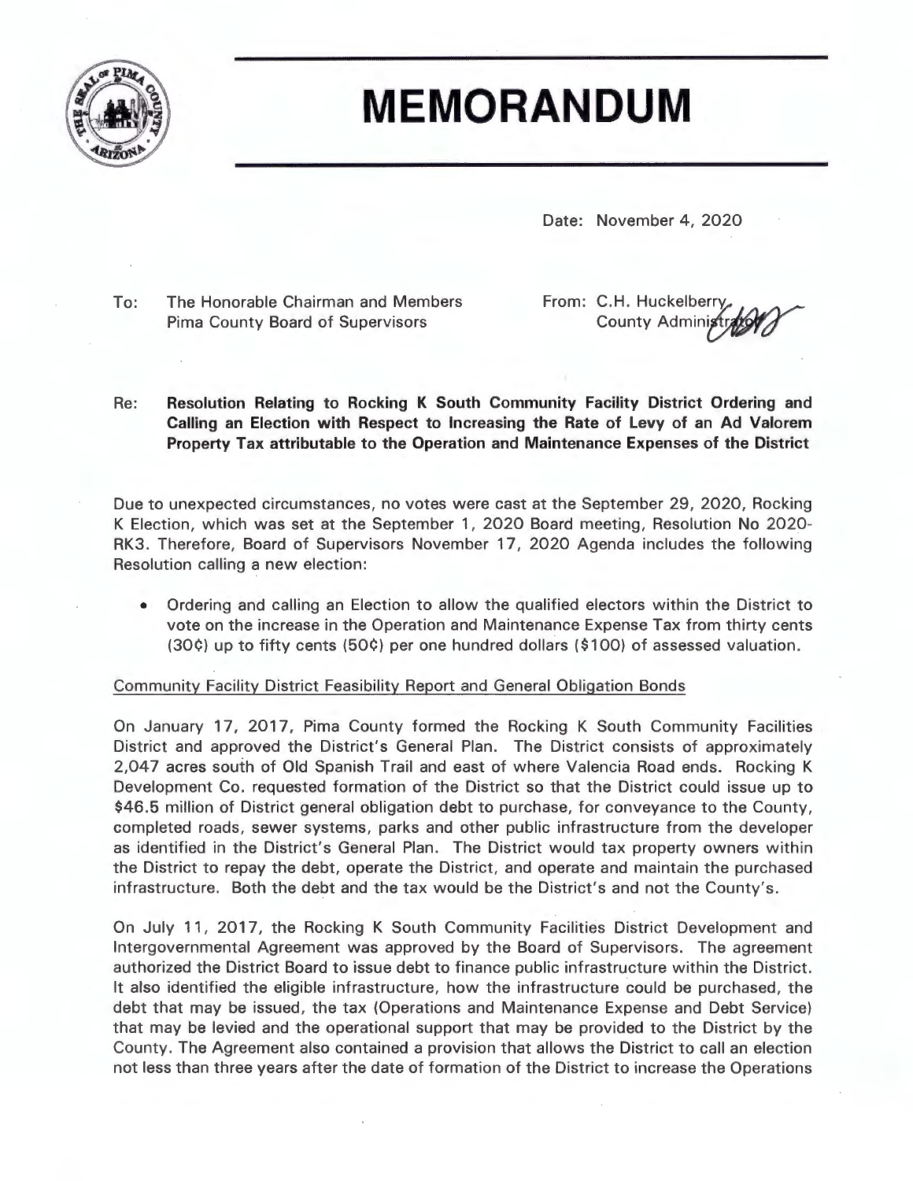# MEMORANDUM

Date: November 4, 2020

To: The Honorable Chairman and Members
Pima County Board of Supervisors

From: C.H. Huckelberry
County Administrator

Re: **Resolution Relating to Rocking K South Community Facility District Ordering and Calling an Election with Respect to Increasing the Rate of Levy of an Ad Valorem Property Tax attributable to the Operation and Maintenance Expenses of the District**

Due to unexpected circumstances, no votes were cast at the September 29, 2020, Rocking K Election, which was set at the September 1, 2020 Board meeting, Resolution No 2020-RK3. Therefore, Board of Supervisors November 17, 2020 Agenda includes the following Resolution calling a new election:

- Ordering and calling an Election to allow the qualified electors within the District to vote on the increase in the Operation and Maintenance Expense Tax from thirty cents (30¢) up to fifty cents (50¢) per one hundred dollars ($100) of assessed valuation.

Community Facility District Feasibility Report and General Obligation Bonds

On January 17, 2017, Pima County formed the Rocking K South Community Facilities District and approved the District's General Plan. The District consists of approximately 2,047 acres south of Old Spanish Trail and east of where Valencia Road ends. Rocking K Development Co. requested formation of the District so that the District could issue up to $46.5 million of District general obligation debt to purchase, for conveyance to the County, completed roads, sewer systems, parks and other public infrastructure from the developer as identified in the District's General Plan. The District would tax property owners within the District to repay the debt, operate the District, and operate and maintain the purchased infrastructure. Both the debt and the tax would be the District's and not the County's.

On July 11, 2017, the Rocking K South Community Facilities District Development and Intergovernmental Agreement was approved by the Board of Supervisors. The agreement authorized the District Board to issue debt to finance public infrastructure within the District. It also identified the eligible infrastructure, how the infrastructure could be purchased, the debt that may be issued, the tax (Operations and Maintenance Expense and Debt Service) that may be levied and the operational support that may be provided to the District by the County. The Agreement also contained a provision that allows the District to call an election not less than three years after the date of formation of the District to increase the Operations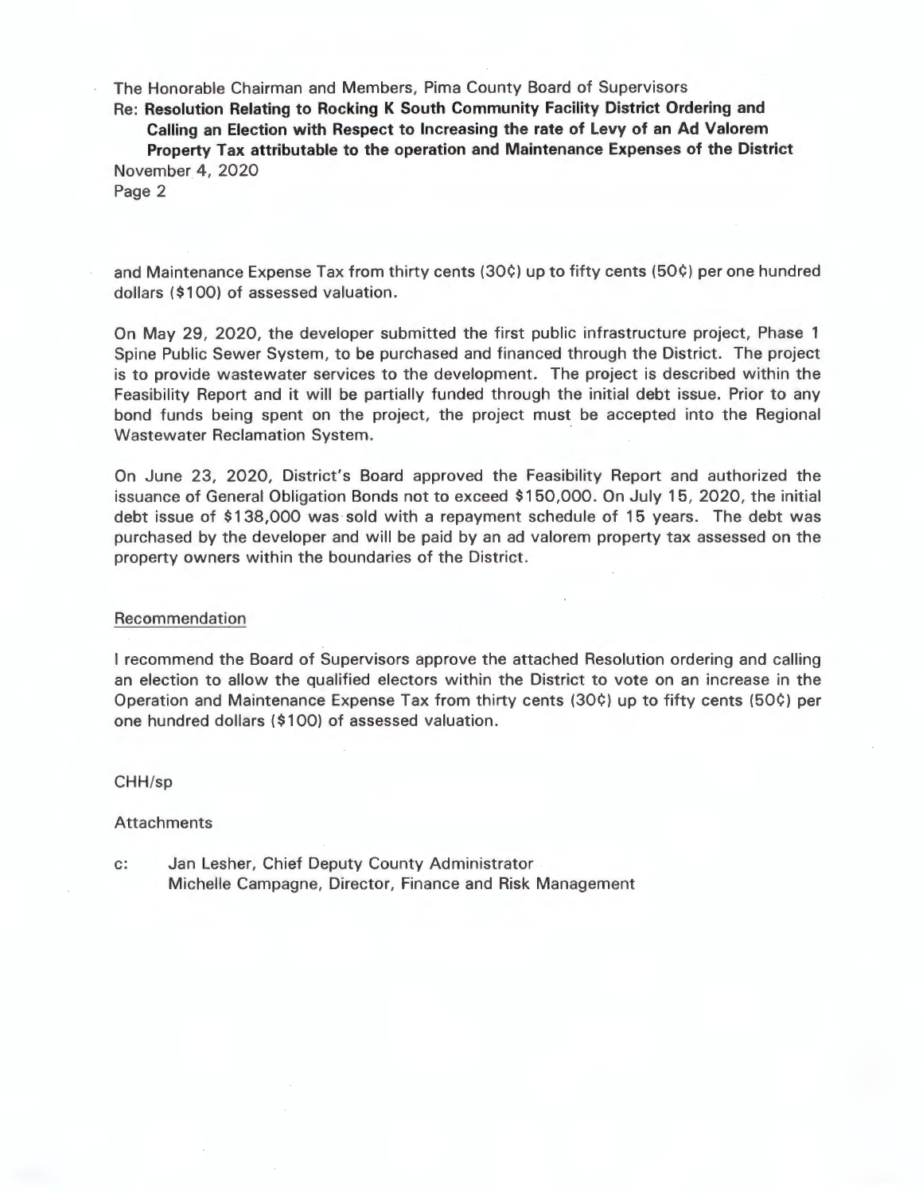and Maintenance Expense Tax from thirty cents (30¢) up to fifty cents (50¢) per one hundred dollars ($100) of assessed valuation.

On May 29, 2020, the developer submitted the first public infrastructure project, Phase 1 Spine Public Sewer System, to be purchased and financed through the District. The project is to provide wastewater services to the development. The project is described within the Feasibility Report and it will be partially funded through the initial debt issue. Prior to any bond funds being spent on the project, the project must be accepted into the Regional Wastewater Reclamation System.

On June 23, 2020, District's Board approved the Feasibility Report and authorized the issuance of General Obligation Bonds not to exceed $150,000. On July 15, 2020, the initial debt issue of $138,000 was sold with a repayment schedule of 15 years. The debt was purchased by the developer and will be paid by an ad valorem property tax assessed on the property owners within the boundaries of the District.

## Recommendation

I recommend the Board of Supervisors approve the attached Resolution ordering and calling an election to allow the qualified electors within the District to vote on an increase in the Operation and Maintenance Expense Tax from thirty cents (30¢) up to fifty cents (50¢) per one hundred dollars ($100) of assessed valuation.

CHH/sp

Attachments

c: Jan Lesher, Chief Deputy County Administrator
Michelle Campagne, Director, Finance and Risk Management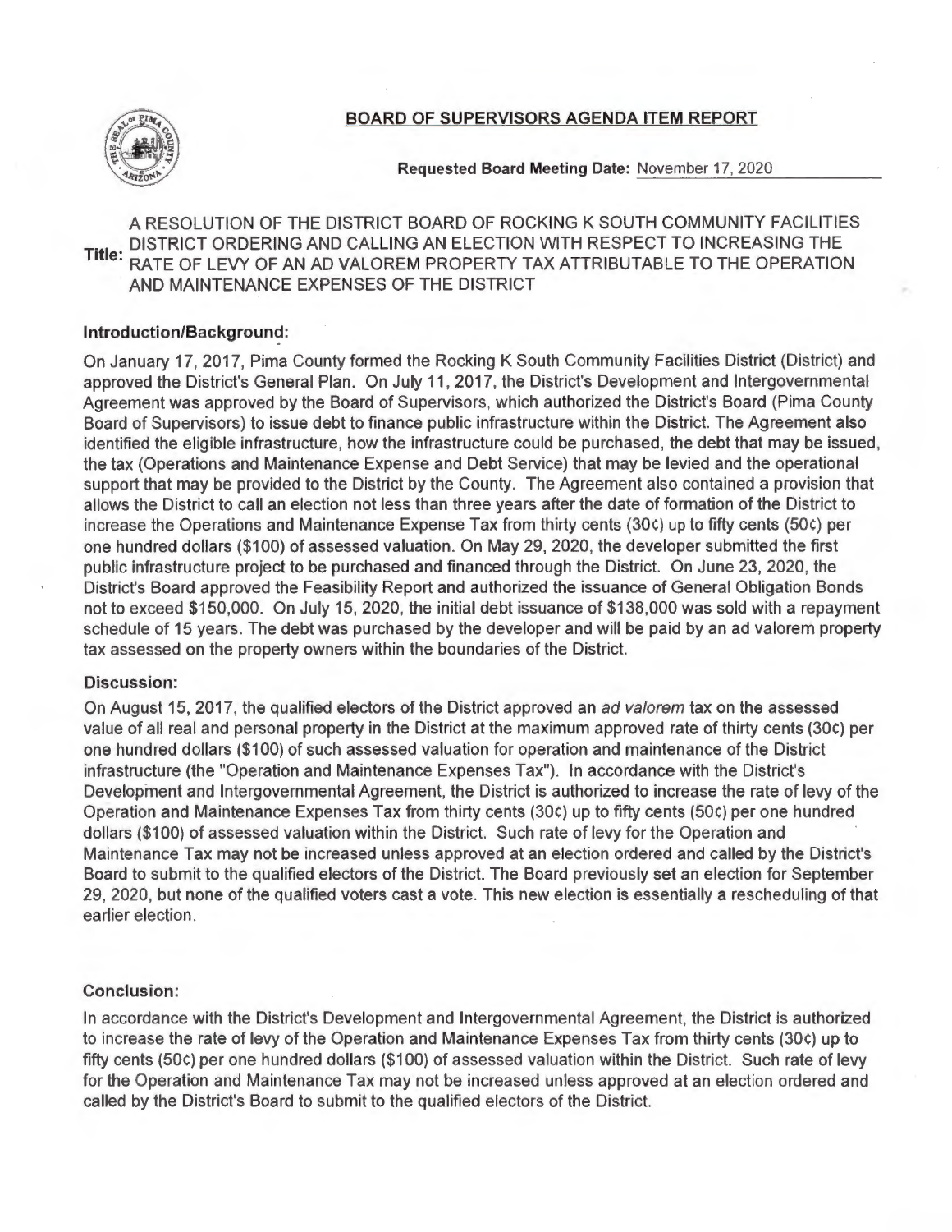## BOARD OF SUPERVISORS AGENDA ITEM REPORT

**Requested Board Meeting Date:** November 17, 2020

**Title:** A RESOLUTION OF THE DISTRICT BOARD OF ROCKING K SOUTH COMMUNITY FACILITIES DISTRICT ORDERING AND CALLING AN ELECTION WITH RESPECT TO INCREASING THE RATE OF LEVY OF AN AD VALOREM PROPERTY TAX ATTRIBUTABLE TO THE OPERATION AND MAINTENANCE EXPENSES OF THE DISTRICT

### Introduction/Background:

On January 17, 2017, Pima County formed the Rocking K South Community Facilities District (District) and approved the District's General Plan. On July 11, 2017, the District's Development and Intergovernmental Agreement was approved by the Board of Supervisors, which authorized the District's Board (Pima County Board of Supervisors) to issue debt to finance public infrastructure within the District. The Agreement also identified the eligible infrastructure, how the infrastructure could be purchased, the debt that may be issued, the tax (Operations and Maintenance Expense and Debt Service) that may be levied and the operational support that may be provided to the District by the County. The Agreement also contained a provision that allows the District to call an election not less than three years after the date of formation of the District to increase the Operations and Maintenance Expense Tax from thirty cents (30¢) up to fifty cents (50¢) per one hundred dollars ($100) of assessed valuation. On May 29, 2020, the developer submitted the first public infrastructure project to be purchased and financed through the District. On June 23, 2020, the District's Board approved the Feasibility Report and authorized the issuance of General Obligation Bonds not to exceed $150,000. On July 15, 2020, the initial debt issuance of $138,000 was sold with a repayment schedule of 15 years. The debt was purchased by the developer and will be paid by an ad valorem property tax assessed on the property owners within the boundaries of the District.

### Discussion:

On August 15, 2017, the qualified electors of the District approved an *ad valorem* tax on the assessed value of all real and personal property in the District at the maximum approved rate of thirty cents (30¢) per one hundred dollars ($100) of such assessed valuation for operation and maintenance of the District infrastructure (the "Operation and Maintenance Expenses Tax"). In accordance with the District's Development and Intergovernmental Agreement, the District is authorized to increase the rate of levy of the Operation and Maintenance Expenses Tax from thirty cents (30¢) up to fifty cents (50¢) per one hundred dollars ($100) of assessed valuation within the District. Such rate of levy for the Operation and Maintenance Tax may not be increased unless approved at an election ordered and called by the District's Board to submit to the qualified electors of the District. The Board previously set an election for September 29, 2020, but none of the qualified voters cast a vote. This new election is essentially a rescheduling of that earlier election.

### Conclusion:

In accordance with the District's Development and Intergovernmental Agreement, the District is authorized to increase the rate of levy of the Operation and Maintenance Expenses Tax from thirty cents (30¢) up to fifty cents (50¢) per one hundred dollars ($100) of assessed valuation within the District. Such rate of levy for the Operation and Maintenance Tax may not be increased unless approved at an election ordered and called by the District's Board to submit to the qualified electors of the District.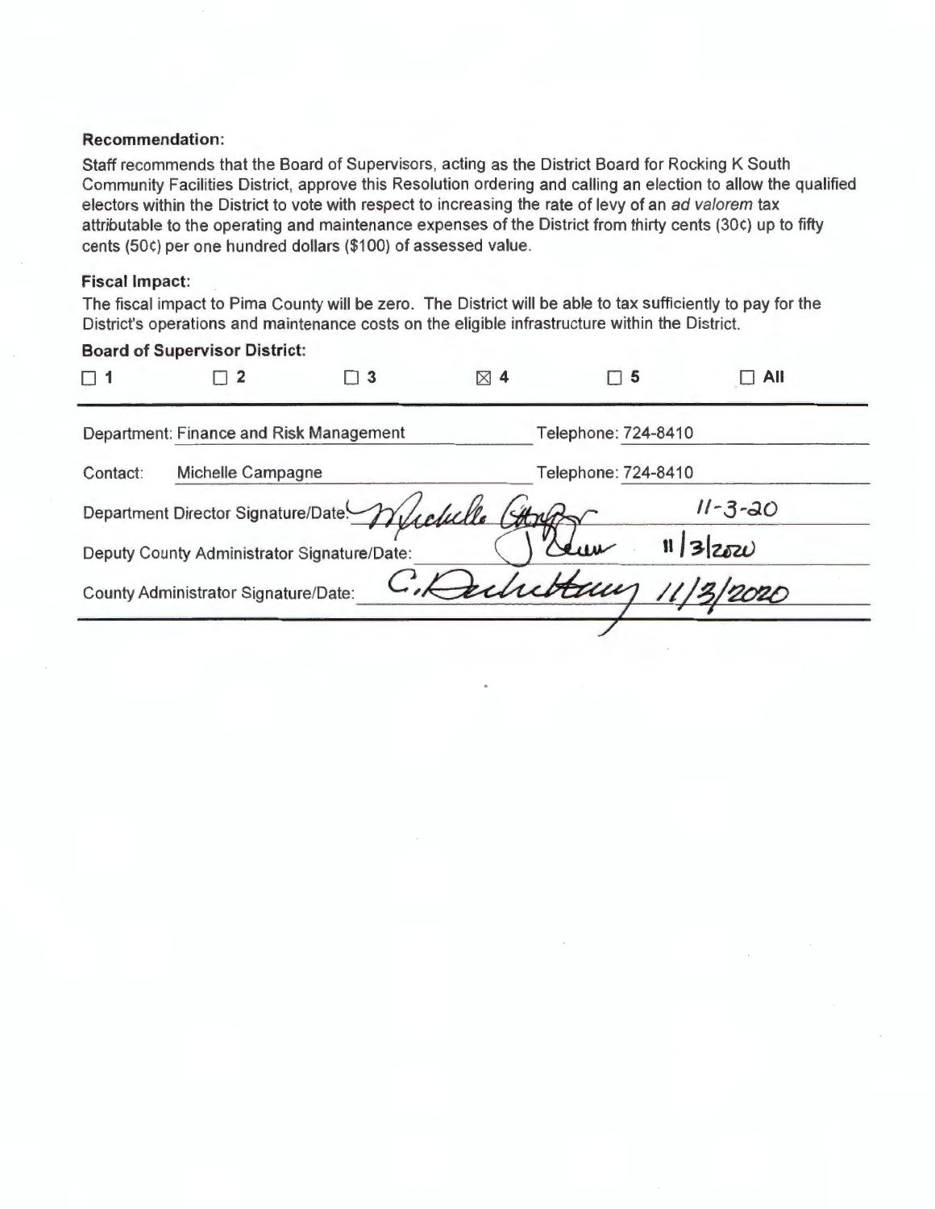**Recommendation:**

Staff recommends that the Board of Supervisors, acting as the District Board for Rocking K South Community Facilities District, approve this Resolution ordering and calling an election to allow the qualified electors within the District to vote with respect to increasing the rate of levy of an *ad valorem* tax attributable to the operating and maintenance expenses of the District from thirty cents (30¢) up to fifty cents (50¢) per one hundred dollars ($100) of assessed value.

**Fiscal Impact:**

The fiscal impact to Pima County will be zero. The District will be able to tax sufficiently to pay for the District's operations and maintenance costs on the eligible infrastructure within the District.

**Board of Supervisor District:**

☐ 1 ☐ 2 ☐ 3 ☒ 4 ☐ 5 ☐ All

Department: Finance and Risk Management Telephone: 724-8410

Contact: Michelle Campagne Telephone: 724-8410

Department Director Signature/Date: Michelle Campagne 11-3-20

Deputy County Administrator Signature/Date: J Dean 11/3/2020

County Administrator Signature/Date: C. Huckelberry 11/3/2020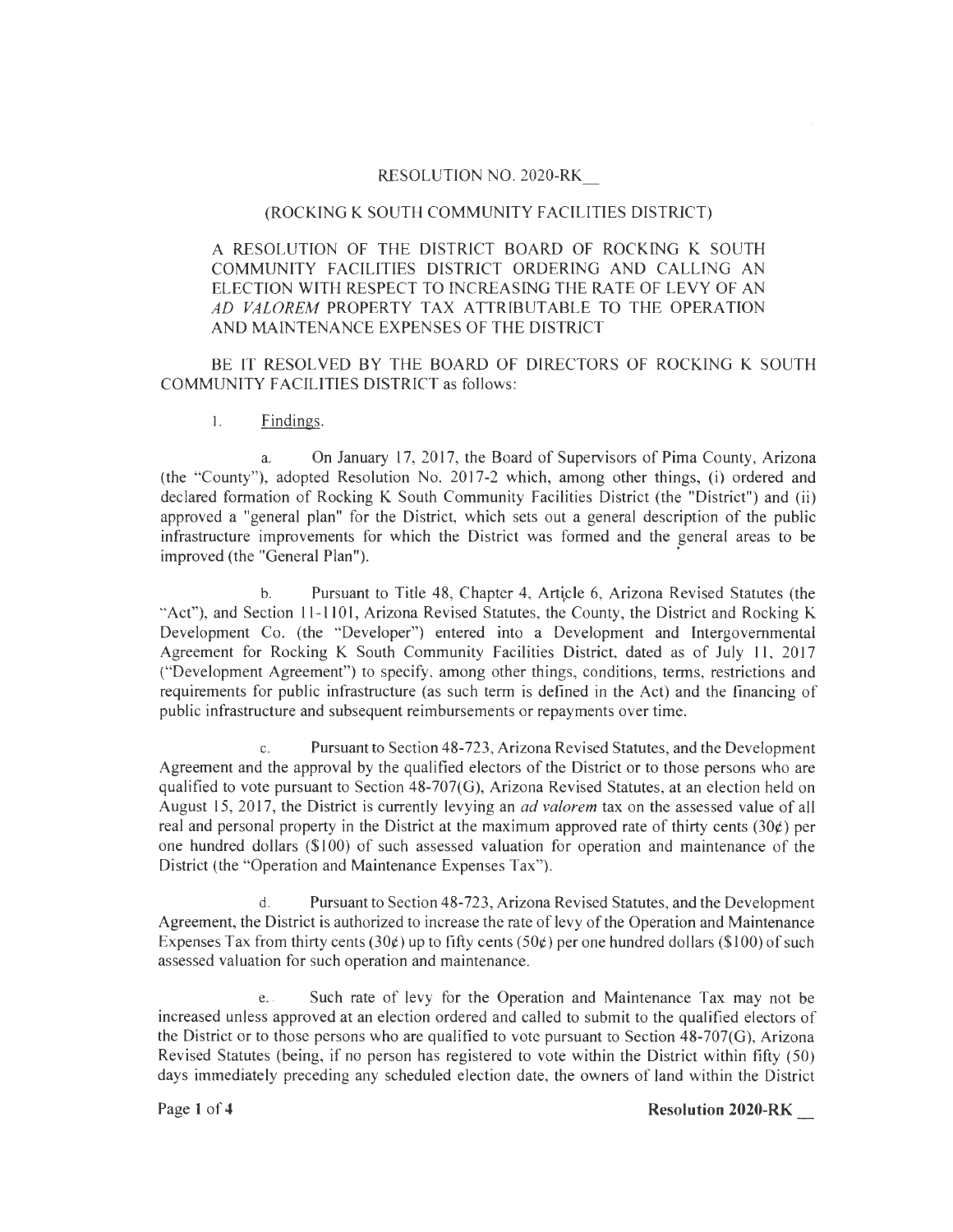RESOLUTION NO. 2020-RK__

(ROCKING K SOUTH COMMUNITY FACILITIES DISTRICT)

A RESOLUTION OF THE DISTRICT BOARD OF ROCKING K SOUTH COMMUNITY FACILITIES DISTRICT ORDERING AND CALLING AN ELECTION WITH RESPECT TO INCREASING THE RATE OF LEVY OF AN *AD VALOREM* PROPERTY TAX ATTRIBUTABLE TO THE OPERATION AND MAINTENANCE EXPENSES OF THE DISTRICT

BE IT RESOLVED BY THE BOARD OF DIRECTORS OF ROCKING K SOUTH COMMUNITY FACILITIES DISTRICT as follows:

1. Findings.

a. On January 17, 2017, the Board of Supervisors of Pima County, Arizona (the "County"), adopted Resolution No. 2017-2 which, among other things, (i) ordered and declared formation of Rocking K South Community Facilities District (the "District") and (ii) approved a "general plan" for the District, which sets out a general description of the public infrastructure improvements for which the District was formed and the general areas to be improved (the "General Plan").

b. Pursuant to Title 48, Chapter 4, Article 6, Arizona Revised Statutes (the "Act"), and Section 11-1101, Arizona Revised Statutes, the County, the District and Rocking K Development Co. (the "Developer") entered into a Development and Intergovernmental Agreement for Rocking K South Community Facilities District, dated as of July 11, 2017 ("Development Agreement") to specify, among other things, conditions, terms, restrictions and requirements for public infrastructure (as such term is defined in the Act) and the financing of public infrastructure and subsequent reimbursements or repayments over time.

c. Pursuant to Section 48-723, Arizona Revised Statutes, and the Development Agreement and the approval by the qualified electors of the District or to those persons who are qualified to vote pursuant to Section 48-707(G), Arizona Revised Statutes, at an election held on August 15, 2017, the District is currently levying an *ad valorem* tax on the assessed value of all real and personal property in the District at the maximum approved rate of thirty cents (30¢) per one hundred dollars ($100) of such assessed valuation for operation and maintenance of the District (the "Operation and Maintenance Expenses Tax").

d. Pursuant to Section 48-723, Arizona Revised Statutes, and the Development Agreement, the District is authorized to increase the rate of levy of the Operation and Maintenance Expenses Tax from thirty cents (30¢) up to fifty cents (50¢) per one hundred dollars ($100) of such assessed valuation for such operation and maintenance.

e. Such rate of levy for the Operation and Maintenance Tax may not be increased unless approved at an election ordered and called to submit to the qualified electors of the District or to those persons who are qualified to vote pursuant to Section 48-707(G), Arizona Revised Statutes (being, if no person has registered to vote within the District within fifty (50) days immediately preceding any scheduled election date, the owners of land within the District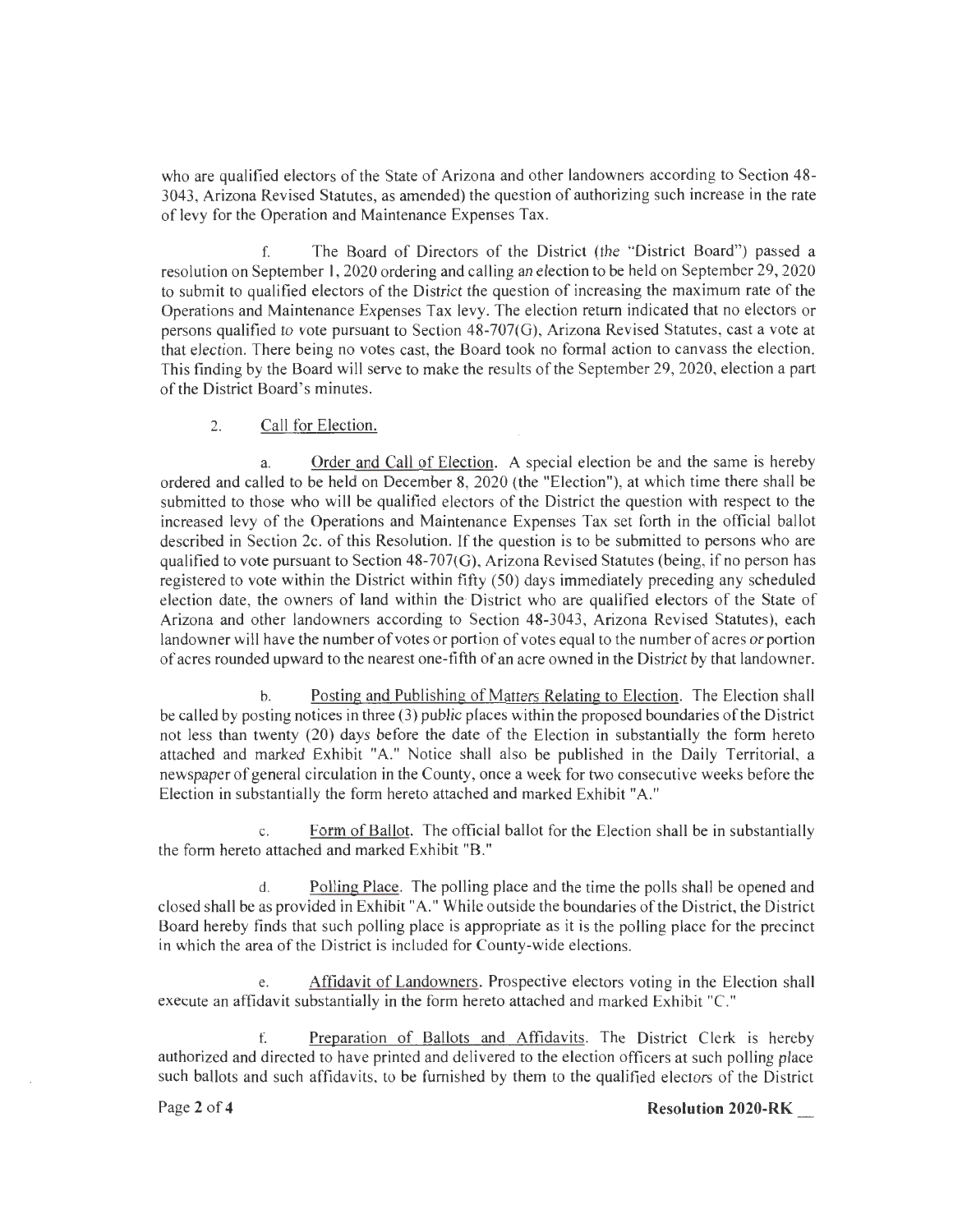who are qualified electors of the State of Arizona and other landowners according to Section 48-3043, Arizona Revised Statutes, as amended) the question of authorizing such increase in the rate of levy for the Operation and Maintenance Expenses Tax.

f. The Board of Directors of the District (the "District Board") passed a resolution on September 1, 2020 ordering and calling an election to be held on September 29, 2020 to submit to qualified electors of the District the question of increasing the maximum rate of the Operations and Maintenance Expenses Tax levy. The election return indicated that no electors or persons qualified to vote pursuant to Section 48-707(G), Arizona Revised Statutes, cast a vote at that election. There being no votes cast, the Board took no formal action to canvass the election. This finding by the Board will serve to make the results of the September 29, 2020, election a part of the District Board's minutes.

2. Call for Election.

a. Order and Call of Election. A special election be and the same is hereby ordered and called to be held on December 8, 2020 (the "Election"), at which time there shall be submitted to those who will be qualified electors of the District the question with respect to the increased levy of the Operations and Maintenance Expenses Tax set forth in the official ballot described in Section 2c. of this Resolution. If the question is to be submitted to persons who are qualified to vote pursuant to Section 48-707(G), Arizona Revised Statutes (being, if no person has registered to vote within the District within fifty (50) days immediately preceding any scheduled election date, the owners of land within the District who are qualified electors of the State of Arizona and other landowners according to Section 48-3043, Arizona Revised Statutes), each landowner will have the number of votes or portion of votes equal to the number of acres or portion of acres rounded upward to the nearest one-fifth of an acre owned in the District by that landowner.

b. Posting and Publishing of Matters Relating to Election. The Election shall be called by posting notices in three (3) public places within the proposed boundaries of the District not less than twenty (20) days before the date of the Election in substantially the form hereto attached and marked Exhibit "A." Notice shall also be published in the Daily Territorial, a newspaper of general circulation in the County, once a week for two consecutive weeks before the Election in substantially the form hereto attached and marked Exhibit "A."

c. Form of Ballot. The official ballot for the Election shall be in substantially the form hereto attached and marked Exhibit "B."

d. Polling Place. The polling place and the time the polls shall be opened and closed shall be as provided in Exhibit "A." While outside the boundaries of the District, the District Board hereby finds that such polling place is appropriate as it is the polling place for the precinct in which the area of the District is included for County-wide elections.

e. Affidavit of Landowners. Prospective electors voting in the Election shall execute an affidavit substantially in the form hereto attached and marked Exhibit "C."

f. Preparation of Ballots and Affidavits. The District Clerk is hereby authorized and directed to have printed and delivered to the election officers at such polling place such ballots and such affidavits, to be furnished by them to the qualified electors of the District

**Resolution 2020-RK \_\_**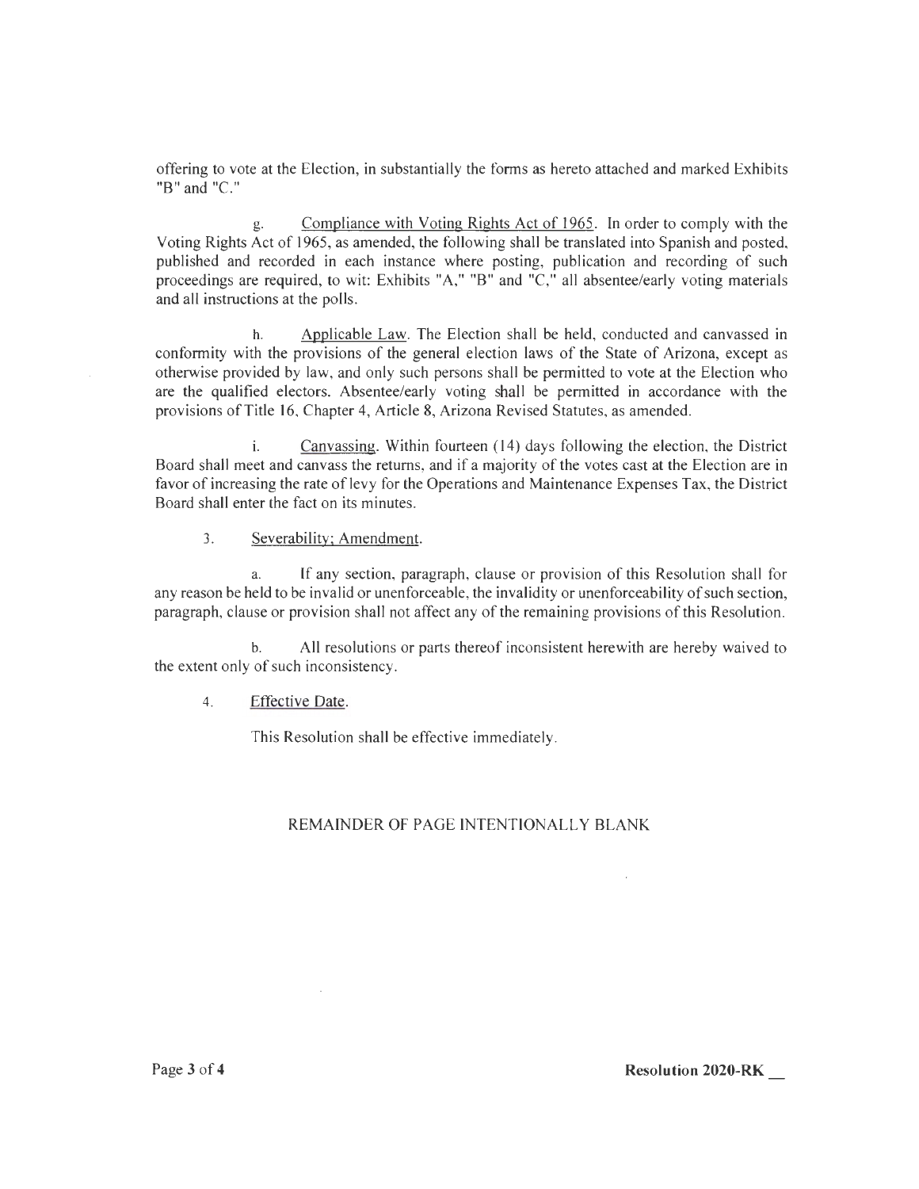offering to vote at the Election, in substantially the forms as hereto attached and marked Exhibits "B" and "C."

g. Compliance with Voting Rights Act of 1965. In order to comply with the Voting Rights Act of 1965, as amended, the following shall be translated into Spanish and posted, published and recorded in each instance where posting, publication and recording of such proceedings are required, to wit: Exhibits "A," "B" and "C," all absentee/early voting materials and all instructions at the polls.

h. Applicable Law. The Election shall be held, conducted and canvassed in conformity with the provisions of the general election laws of the State of Arizona, except as otherwise provided by law, and only such persons shall be permitted to vote at the Election who are the qualified electors. Absentee/early voting shall be permitted in accordance with the provisions of Title 16, Chapter 4, Article 8, Arizona Revised Statutes, as amended.

i. Canvassing. Within fourteen (14) days following the election, the District Board shall meet and canvass the returns, and if a majority of the votes cast at the Election are in favor of increasing the rate of levy for the Operations and Maintenance Expenses Tax, the District Board shall enter the fact on its minutes.

3. Severability; Amendment.

a. If any section, paragraph, clause or provision of this Resolution shall for any reason be held to be invalid or unenforceable, the invalidity or unenforceability of such section, paragraph, clause or provision shall not affect any of the remaining provisions of this Resolution.

b. All resolutions or parts thereof inconsistent herewith are hereby waived to the extent only of such inconsistency.

4. Effective Date.

This Resolution shall be effective immediately.

REMAINDER OF PAGE INTENTIONALLY BLANK

**Resolution 2020-RK __**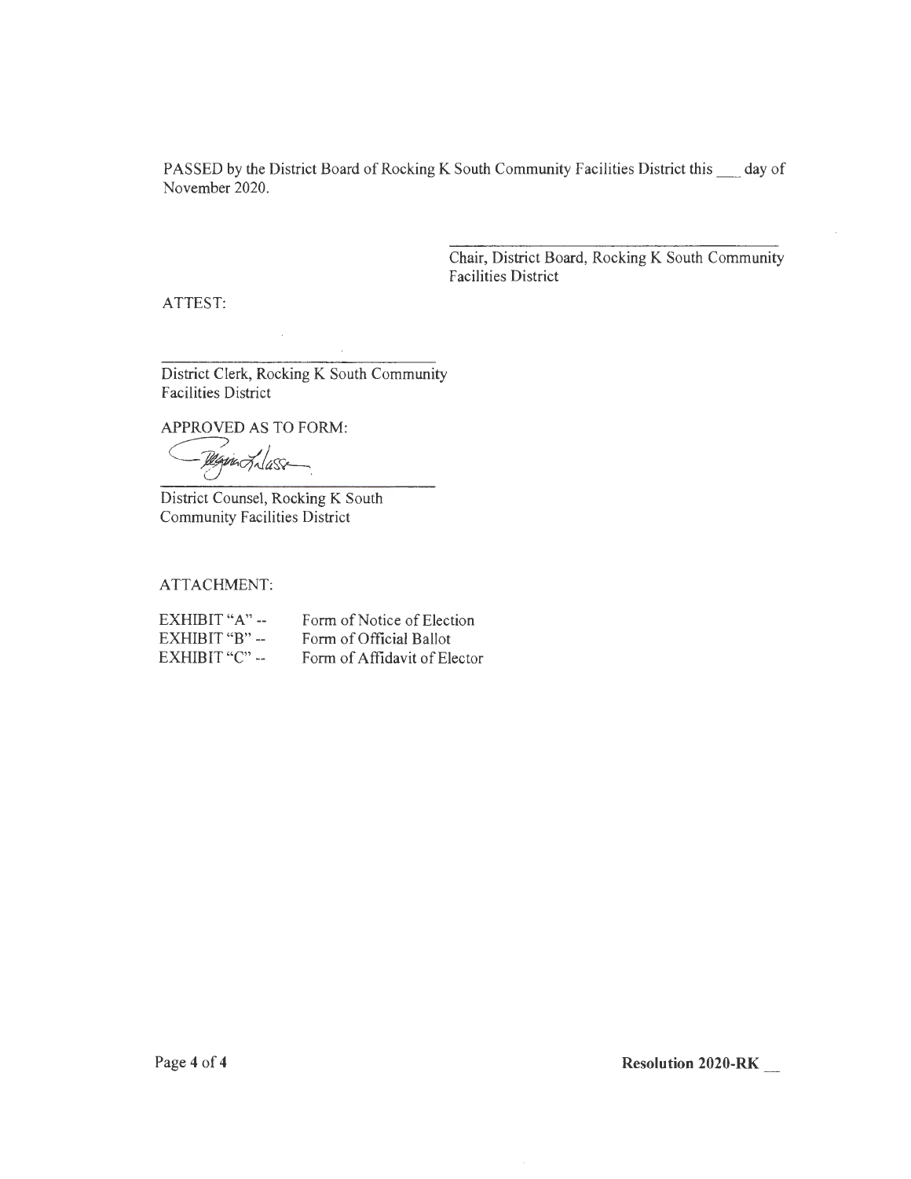PASSED by the District Board of Rocking K South Community Facilities District this ___ day of November 2020.

\_\_\_\_\_\_\_\_\_\_\_\_\_\_\_\_\_\_\_\_\_\_\_\_\_\_\_\_\_\_\_\_\_\_\_\_\_\_\_\_

Chair, District Board, Rocking K South Community Facilities District

ATTEST:

\_\_\_\_\_\_\_\_\_\_\_\_\_\_\_\_\_\_\_\_\_\_\_\_\_\_\_\_\_\_\_\_\_\_\_\_\_\_\_\_

District Clerk, Rocking K South Community Facilities District

APPROVED AS TO FORM:

\_\_\_\_\_\_\_\_\_\_\_\_\_\_\_\_\_\_\_\_\_\_\_\_\_\_\_\_\_\_\_\_\_\_\_\_\_\_\_\_

District Counsel, Rocking K South Community Facilities District

ATTACHMENT:

| | |
|---|---|
| EXHIBIT "A" -- | Form of Notice of Election |
| EXHIBIT "B" -- | Form of Official Ballot |
| EXHIBIT "C" -- | Form of Affidavit of Elector |

**Resolution 2020-RK __**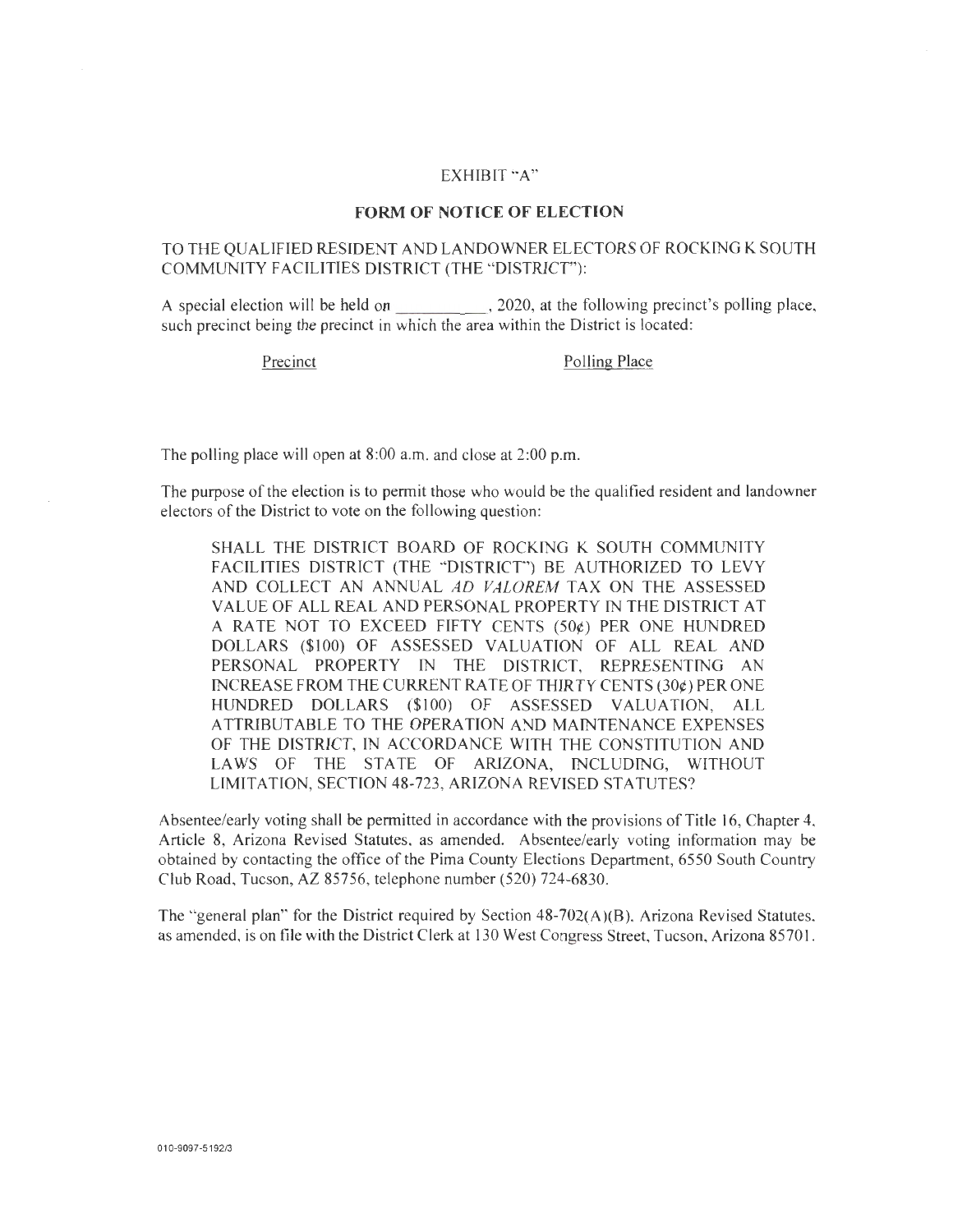EXHIBIT "A"

**FORM OF NOTICE OF ELECTION**

TO THE QUALIFIED RESIDENT AND LANDOWNER ELECTORS OF ROCKING K SOUTH COMMUNITY FACILITIES DISTRICT (THE "DISTRICT"):

A special election will be held on ____________, 2020, at the following precinct's polling place, such precinct being the precinct in which the area within the District is located:

| Precinct | Polling Place |
|---|---|
| | |

The polling place will open at 8:00 a.m. and close at 2:00 p.m.

The purpose of the election is to permit those who would be the qualified resident and landowner electors of the District to vote on the following question:

> SHALL THE DISTRICT BOARD OF ROCKING K SOUTH COMMUNITY FACILITIES DISTRICT (THE "DISTRICT") BE AUTHORIZED TO LEVY AND COLLECT AN ANNUAL *AD VALOREM* TAX ON THE ASSESSED VALUE OF ALL REAL AND PERSONAL PROPERTY IN THE DISTRICT AT A RATE NOT TO EXCEED FIFTY CENTS (50¢) PER ONE HUNDRED DOLLARS ($100) OF ASSESSED VALUATION OF ALL REAL AND PERSONAL PROPERTY IN THE DISTRICT, REPRESENTING AN INCREASE FROM THE CURRENT RATE OF THIRTY CENTS (30¢) PER ONE HUNDRED DOLLARS ($100) OF ASSESSED VALUATION, ALL ATTRIBUTABLE TO THE OPERATION AND MAINTENANCE EXPENSES OF THE DISTRICT, IN ACCORDANCE WITH THE CONSTITUTION AND LAWS OF THE STATE OF ARIZONA, INCLUDING, WITHOUT LIMITATION, SECTION 48-723, ARIZONA REVISED STATUTES?

Absentee/early voting shall be permitted in accordance with the provisions of Title 16, Chapter 4, Article 8, Arizona Revised Statutes, as amended. Absentee/early voting information may be obtained by contacting the office of the Pima County Elections Department, 6550 South Country Club Road, Tucson, AZ 85756, telephone number (520) 724-6830.

The "general plan" for the District required by Section 48-702(A)(B), Arizona Revised Statutes, as amended, is on file with the District Clerk at 130 West Congress Street, Tucson, Arizona 85701.

010-9097-5192/3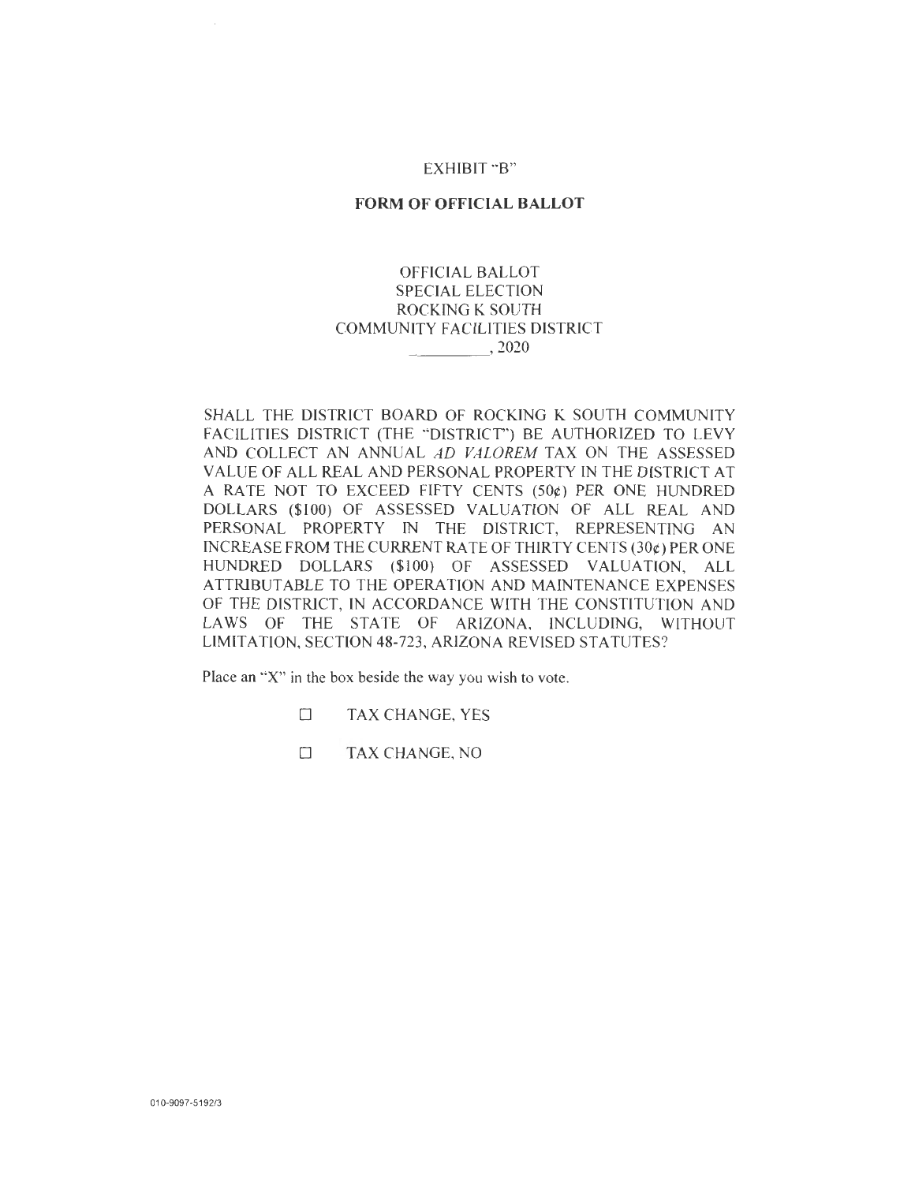EXHIBIT "B"

**FORM OF OFFICIAL BALLOT**

OFFICIAL BALLOT
SPECIAL ELECTION
ROCKING K SOUTH
COMMUNITY FACILITIES DISTRICT
__________, 2020

SHALL THE DISTRICT BOARD OF ROCKING K SOUTH COMMUNITY FACILITIES DISTRICT (THE "DISTRICT") BE AUTHORIZED TO LEVY AND COLLECT AN ANNUAL *AD VALOREM* TAX ON THE ASSESSED VALUE OF ALL REAL AND PERSONAL PROPERTY IN THE DISTRICT AT A RATE NOT TO EXCEED FIFTY CENTS (50¢) PER ONE HUNDRED DOLLARS ($100) OF ASSESSED VALUATION OF ALL REAL AND PERSONAL PROPERTY IN THE DISTRICT, REPRESENTING AN INCREASE FROM THE CURRENT RATE OF THIRTY CENTS (30¢) PER ONE HUNDRED DOLLARS ($100) OF ASSESSED VALUATION, ALL ATTRIBUTABLE TO THE OPERATION AND MAINTENANCE EXPENSES OF THE DISTRICT, IN ACCORDANCE WITH THE CONSTITUTION AND LAWS OF THE STATE OF ARIZONA, INCLUDING, WITHOUT LIMITATION, SECTION 48-723, ARIZONA REVISED STATUTES?

Place an "X" in the box beside the way you wish to vote.

☐ TAX CHANGE, YES

☐ TAX CHANGE, NO

010-9097-5192/3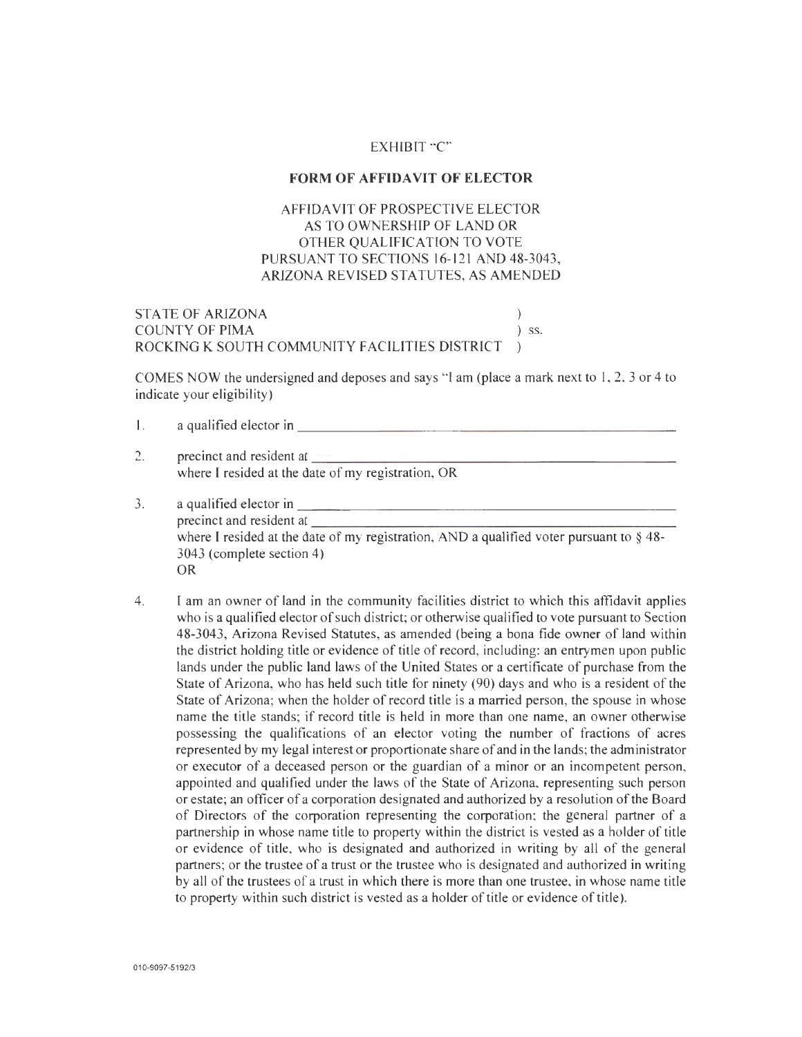EXHIBIT "C"

**FORM OF AFFIDAVIT OF ELECTOR**

AFFIDAVIT OF PROSPECTIVE ELECTOR
AS TO OWNERSHIP OF LAND OR
OTHER QUALIFICATION TO VOTE
PURSUANT TO SECTIONS 16-121 AND 48-3043,
ARIZONA REVISED STATUTES, AS AMENDED

STATE OF ARIZONA )
COUNTY OF PIMA ) ss.
ROCKING K SOUTH COMMUNITY FACILITIES DISTRICT )

COMES NOW the undersigned and deposes and says "I am (place a mark next to 1, 2, 3 or 4 to indicate your eligibility)

1. a qualified elector in ______________________________

2. precinct and resident at ______________________________
   where I resided at the date of my registration, OR

3. a qualified elector in ______________________________
   precinct and resident at ______________________________
   where I resided at the date of my registration, AND a qualified voter pursuant to § 48-3043 (complete section 4)
   OR

4. I am an owner of land in the community facilities district to which this affidavit applies who is a qualified elector of such district; or otherwise qualified to vote pursuant to Section 48-3043, Arizona Revised Statutes, as amended (being a bona fide owner of land within the district holding title or evidence of title of record, including: an entrymen upon public lands under the public land laws of the United States or a certificate of purchase from the State of Arizona, who has held such title for ninety (90) days and who is a resident of the State of Arizona; when the holder of record title is a married person, the spouse in whose name the title stands; if record title is held in more than one name, an owner otherwise possessing the qualifications of an elector voting the number of fractions of acres represented by my legal interest or proportionate share of and in the lands; the administrator or executor of a deceased person or the guardian of a minor or an incompetent person, appointed and qualified under the laws of the State of Arizona, representing such person or estate; an officer of a corporation designated and authorized by a resolution of the Board of Directors of the corporation representing the corporation; the general partner of a partnership in whose name title to property within the district is vested as a holder of title or evidence of title, who is designated and authorized in writing by all of the general partners; or the trustee of a trust or the trustee who is designated and authorized in writing by all of the trustees of a trust in which there is more than one trustee, in whose name title to property within such district is vested as a holder of title or evidence of title).

010-9097-5192/3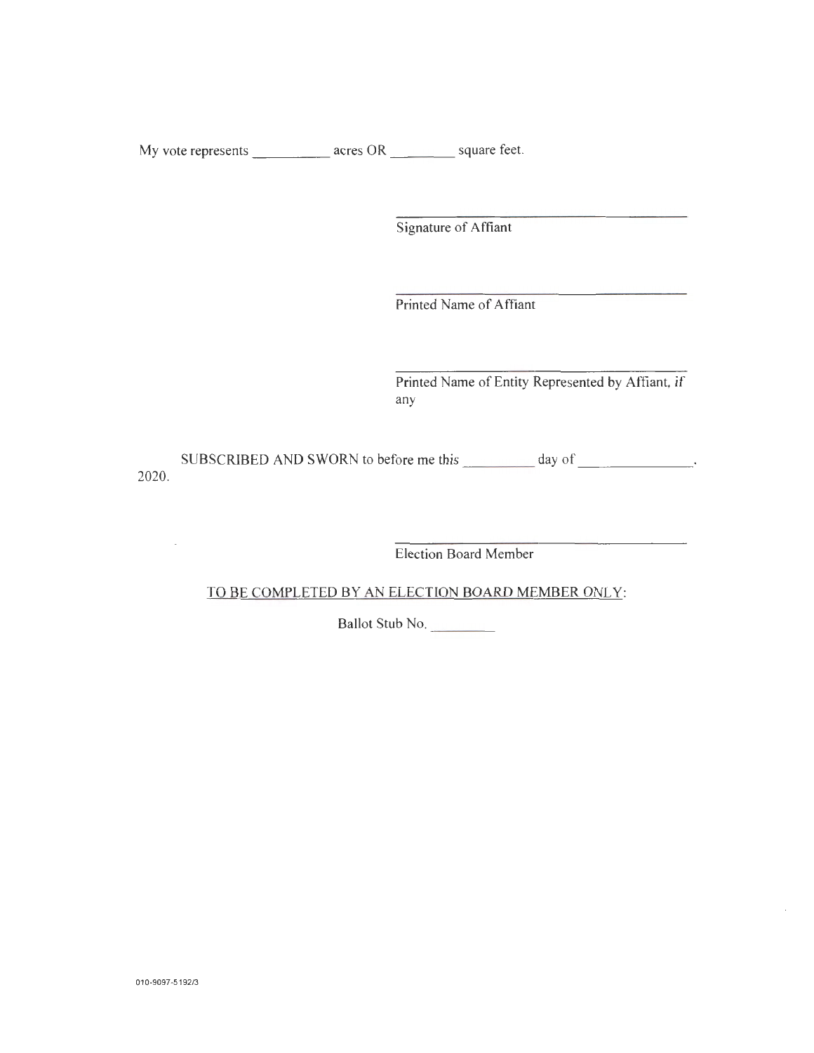My vote represents __________ acres OR ________ square feet.

______________________________________
Signature of Affiant

______________________________________
Printed Name of Affiant

______________________________________
Printed Name of Entity Represented by Affiant, if any

SUBSCRIBED AND SWORN to before me this _________ day of _______________, 2020.

______________________________________
Election Board Member

TO BE COMPLETED BY AN ELECTION BOARD MEMBER ONLY:

Ballot Stub No. ________

010-9097-5192/3